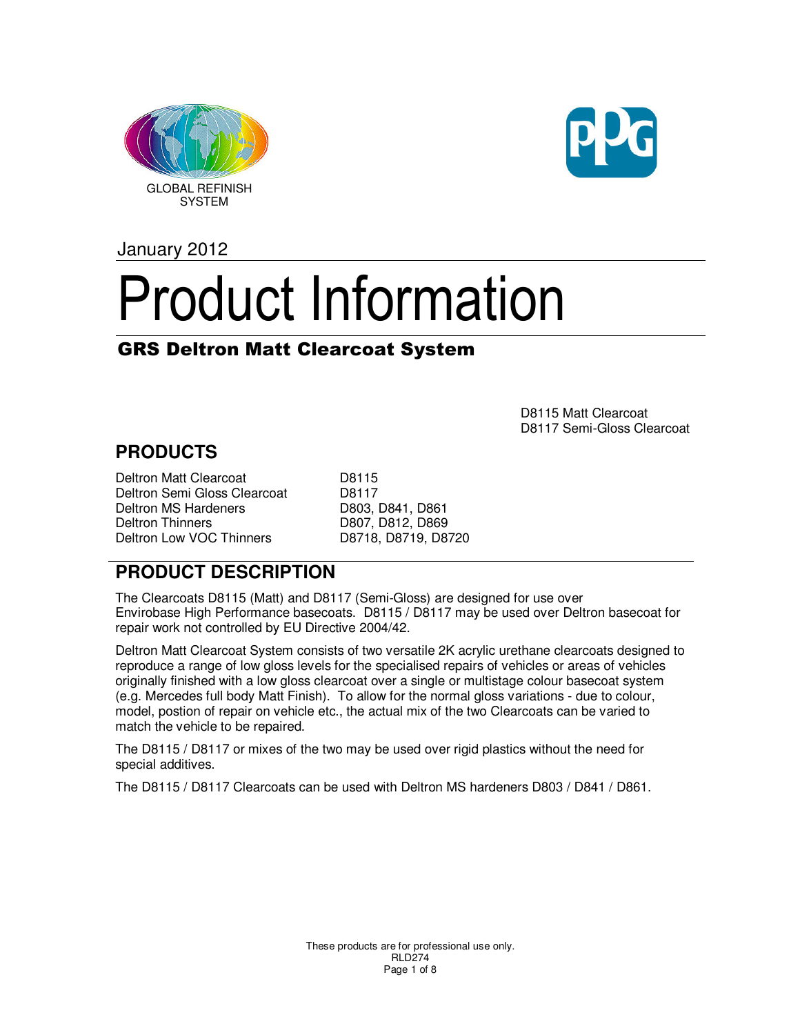GLOBAL REFINISH SYSTEM

January 2012

# Product Information

## GRS Deltron Matt Clearcoat System

D8115 Matt Clearcoat
D8117 Semi-Gloss Clearcoat

## PRODUCTS

| | |
|---|---|
| Deltron Matt Clearcoat | D8115 |
| Deltron Semi Gloss Clearcoat | D8117 |
| Deltron MS Hardeners | D803, D841, D861 |
| Deltron Thinners | D807, D812, D869 |
| Deltron Low VOC Thinners | D8718, D8719, D8720 |

## PRODUCT DESCRIPTION

The Clearcoats D8115 (Matt) and D8117 (Semi-Gloss) are designed for use over Envirobase High Performance basecoats. D8115 / D8117 may be used over Deltron basecoat for repair work not controlled by EU Directive 2004/42.

Deltron Matt Clearcoat System consists of two versatile 2K acrylic urethane clearcoats designed to reproduce a range of low gloss levels for the specialised repairs of vehicles or areas of vehicles originally finished with a low gloss clearcoat over a single or multistage colour basecoat system (e.g. Mercedes full body Matt Finish). To allow for the normal gloss variations - due to colour, model, postion of repair on vehicle etc., the actual mix of the two Clearcoats can be varied to match the vehicle to be repaired.

The D8115 / D8117 or mixes of the two may be used over rigid plastics without the need for special additives.

The D8115 / D8117 Clearcoats can be used with Deltron MS hardeners D803 / D841 / D861.

These products are for professional use only.
RLD274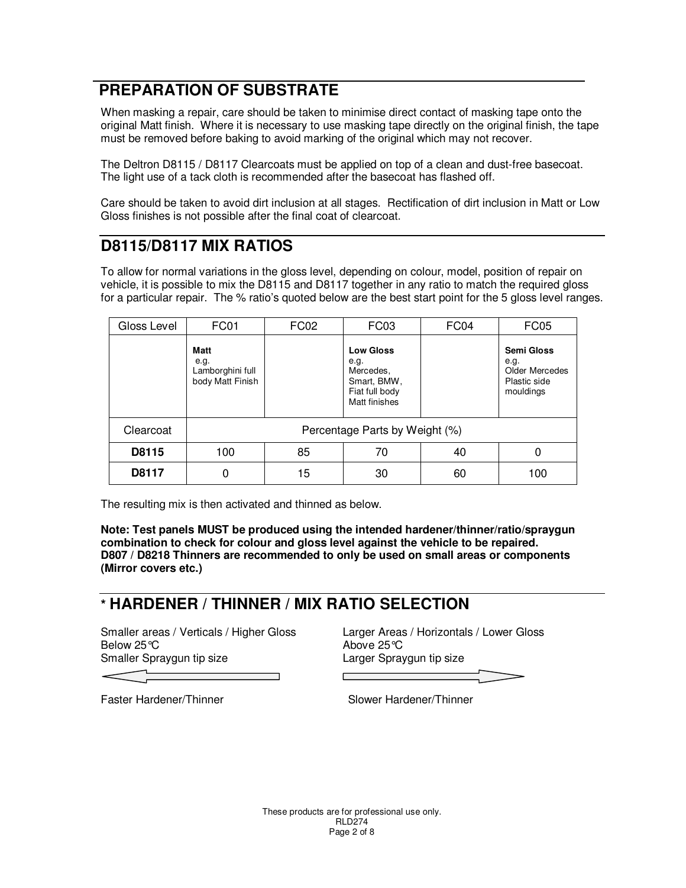## PREPARATION OF SUBSTRATE

When masking a repair, care should be taken to minimise direct contact of masking tape onto the original Matt finish. Where it is necessary to use masking tape directly on the original finish, the tape must be removed before baking to avoid marking of the original which may not recover.

The Deltron D8115 / D8117 Clearcoats must be applied on top of a clean and dust-free basecoat. The light use of a tack cloth is recommended after the basecoat has flashed off.

Care should be taken to avoid dirt inclusion at all stages. Rectification of dirt inclusion in Matt or Low Gloss finishes is not possible after the final coat of clearcoat.

## D8115/D8117 MIX RATIOS

To allow for normal variations in the gloss level, depending on colour, model, position of repair on vehicle, it is possible to mix the D8115 and D8117 together in any ratio to match the required gloss for a particular repair. The % ratio's quoted below are the best start point for the 5 gloss level ranges.

| Gloss Level | FC01 | FC02 | FC03 | FC04 | FC05 |
|---|---|---|---|---|---|
| | **Matt** e.g. Lamborghini full body Matt Finish | | **Low Gloss** e.g. Mercedes, Smart, BMW, Fiat full body Matt finishes | | **Semi Gloss** e.g. Older Mercedes Plastic side mouldings |
| Clearcoat | Percentage Parts by Weight (%) | | | | |
| **D8115** | 100 | 85 | 70 | 40 | 0 |
| **D8117** | 0 | 15 | 30 | 60 | 100 |

The resulting mix is then activated and thinned as below.

**Note: Test panels MUST be produced using the intended hardener/thinner/ratio/spraygun combination to check for colour and gloss level against the vehicle to be repaired.**
**D807 / D8218 Thinners are recommended to only be used on small areas or components (Mirror covers etc.)**

## * HARDENER / THINNER / MIX RATIO SELECTION

Smaller areas / Verticals / Higher Gloss
Below 25°C
Smaller Spraygun tip size

← Faster Hardener/Thinner

Larger Areas / Horizontals / Lower Gloss
Above 25°C
Larger Spraygun tip size

→ Slower Hardener/Thinner

These products are for professional use only.
RLD274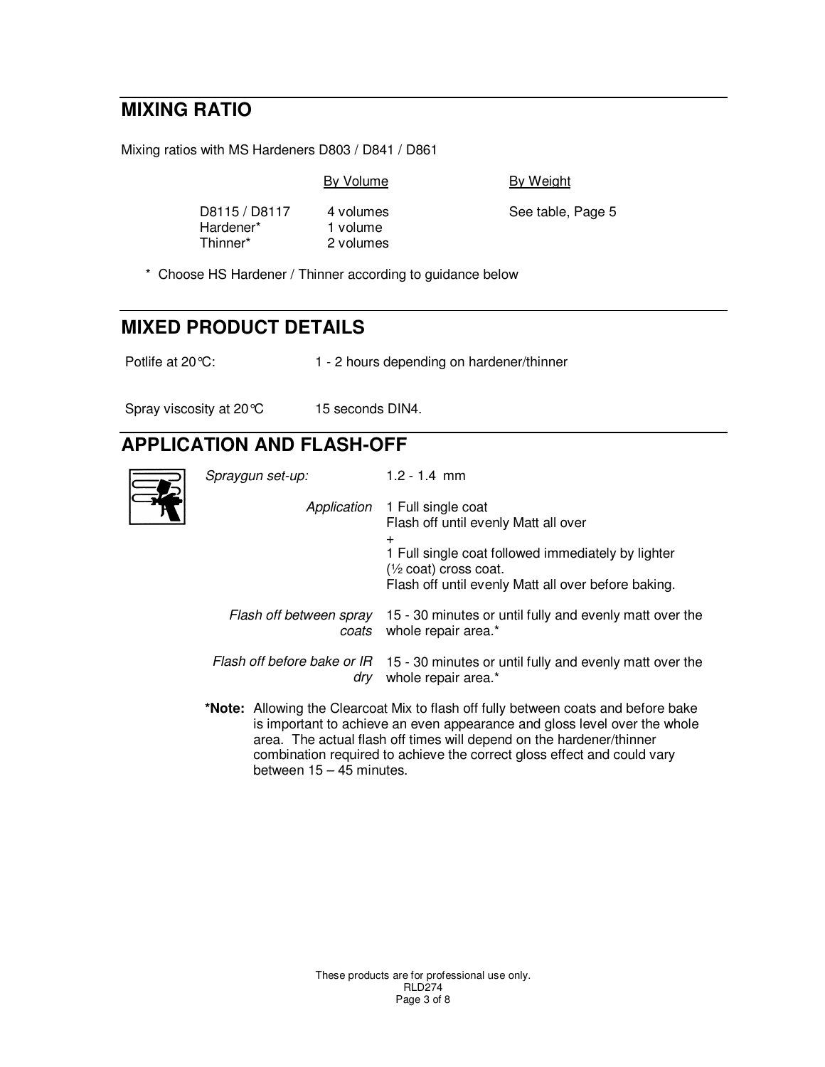## MIXING RATIO

Mixing ratios with MS Hardeners D803 / D841 / D861

| | By Volume | By Weight |
|---|---|---|
| D8115 / D8117 | 4 volumes | See table, Page 5 |
| Hardener* | 1 volume | |
| Thinner* | 2 volumes | |

\* Choose HS Hardener / Thinner according to guidance below

## MIXED PRODUCT DETAILS

Potlife at 20°C: 1 - 2 hours depending on hardener/thinner

Spray viscosity at 20°C 15 seconds DIN4.

## APPLICATION AND FLASH-OFF

| | |
|---|---|
| *Spraygun set-up:* | 1.2 - 1.4 mm |
| *Application* | 1 Full single coat<br>Flash off until evenly Matt all over<br>+<br>1 Full single coat followed immediately by lighter (½ coat) cross coat.<br>Flash off until evenly Matt all over before baking. |
| *Flash off between spray coats* | 15 - 30 minutes or until fully and evenly matt over the whole repair area.* |
| *Flash off before bake or IR dry* | 15 - 30 minutes or until fully and evenly matt over the whole repair area.* |

**\*Note:** Allowing the Clearcoat Mix to flash off fully between coats and before bake is important to achieve an even appearance and gloss level over the whole area. The actual flash off times will depend on the hardener/thinner combination required to achieve the correct gloss effect and could vary between 15 – 45 minutes.

These products are for professional use only.
RLD274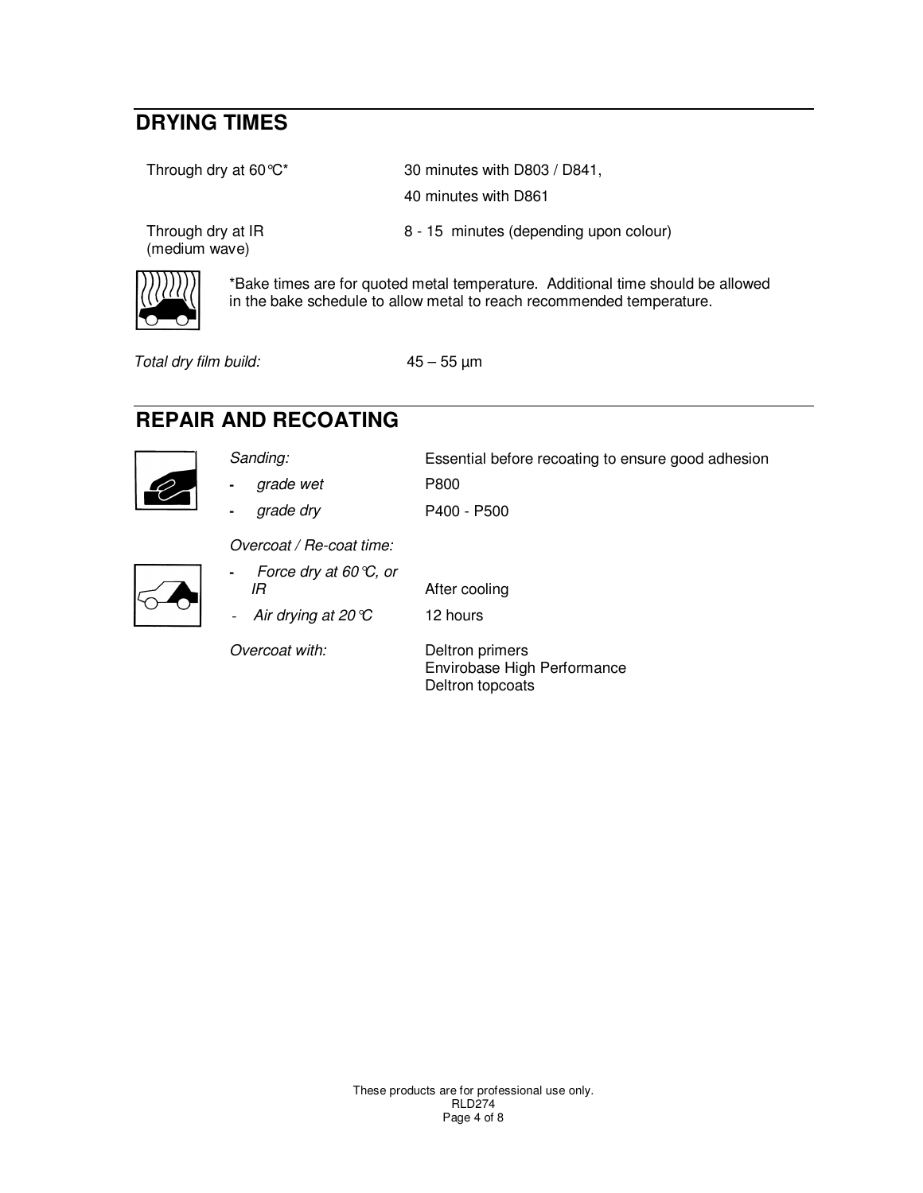## DRYING TIMES

| | |
|---|---|
| Through dry at 60°C* | 30 minutes with D803 / D841,<br>40 minutes with D861 |
| Through dry at IR (medium wave) | 8 - 15 minutes (depending upon colour) |

*Bake times are for quoted metal temperature. Additional time should be allowed in the bake schedule to allow metal to reach recommended temperature.

*Total dry film build:* 45 – 55 µm

## REPAIR AND RECOATING

| | |
|---|---|
| *Sanding:* | Essential before recoating to ensure good adhesion |
| - *grade wet* | P800 |
| - *grade dry* | P400 - P500 |

*Overcoat / Re-coat time:*

| | |
|---|---|
| - *Force dry at 60°C, or IR* | After cooling |
| - *Air drying at 20°C* | 12 hours |

*Overcoat with:*

Deltron primers
Envirobase High Performance
Deltron topcoats

These products are for professional use only.
RLD274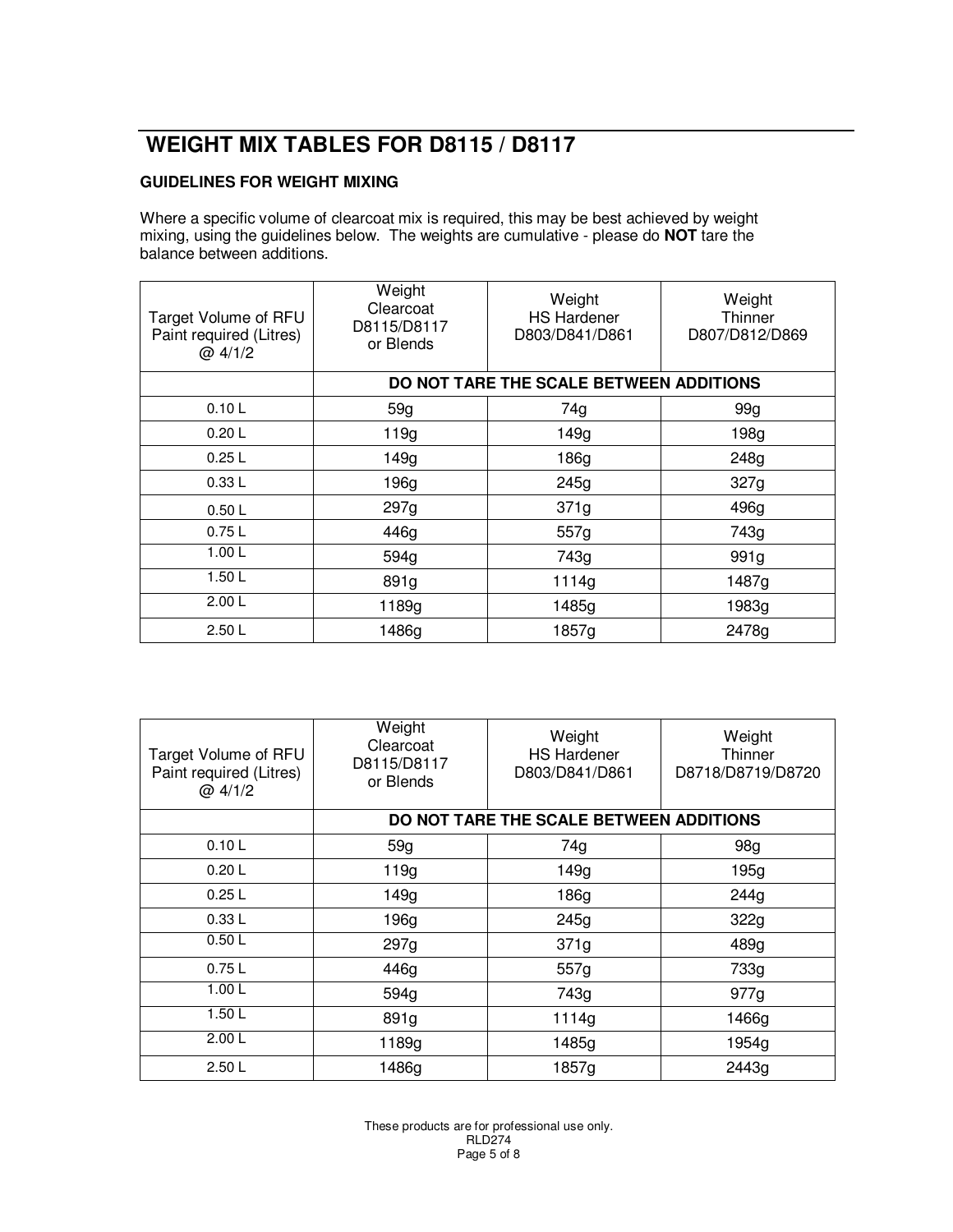# WEIGHT MIX TABLES FOR D8115 / D8117

**GUIDELINES FOR WEIGHT MIXING**

Where a specific volume of clearcoat mix is required, this may be best achieved by weight mixing, using the guidelines below. The weights are cumulative - please do **NOT** tare the balance between additions.

| Target Volume of RFU Paint required (Litres) @ 4/1/2 | Weight Clearcoat D8115/D8117 or Blends | Weight HS Hardener D803/D841/D861 | Weight Thinner D807/D812/D869 |
|---|---|---|---|
| | **DO NOT TARE THE SCALE BETWEEN ADDITIONS** | | |
| 0.10 L | 59g | 74g | 99g |
| 0.20 L | 119g | 149g | 198g |
| 0.25 L | 149g | 186g | 248g |
| 0.33 L | 196g | 245g | 327g |
| 0.50 L | 297g | 371g | 496g |
| 0.75 L | 446g | 557g | 743g |
| 1.00 L | 594g | 743g | 991g |
| 1.50 L | 891g | 1114g | 1487g |
| 2.00 L | 1189g | 1485g | 1983g |
| 2.50 L | 1486g | 1857g | 2478g |

| Target Volume of RFU Paint required (Litres) @ 4/1/2 | Weight Clearcoat D8115/D8117 or Blends | Weight HS Hardener D803/D841/D861 | Weight Thinner D8718/D8719/D8720 |
|---|---|---|---|
| | **DO NOT TARE THE SCALE BETWEEN ADDITIONS** | | |
| 0.10 L | 59g | 74g | 98g |
| 0.20 L | 119g | 149g | 195g |
| 0.25 L | 149g | 186g | 244g |
| 0.33 L | 196g | 245g | 322g |
| 0.50 L | 297g | 371g | 489g |
| 0.75 L | 446g | 557g | 733g |
| 1.00 L | 594g | 743g | 977g |
| 1.50 L | 891g | 1114g | 1466g |
| 2.00 L | 1189g | 1485g | 1954g |
| 2.50 L | 1486g | 1857g | 2443g |

These products are for professional use only.
RLD274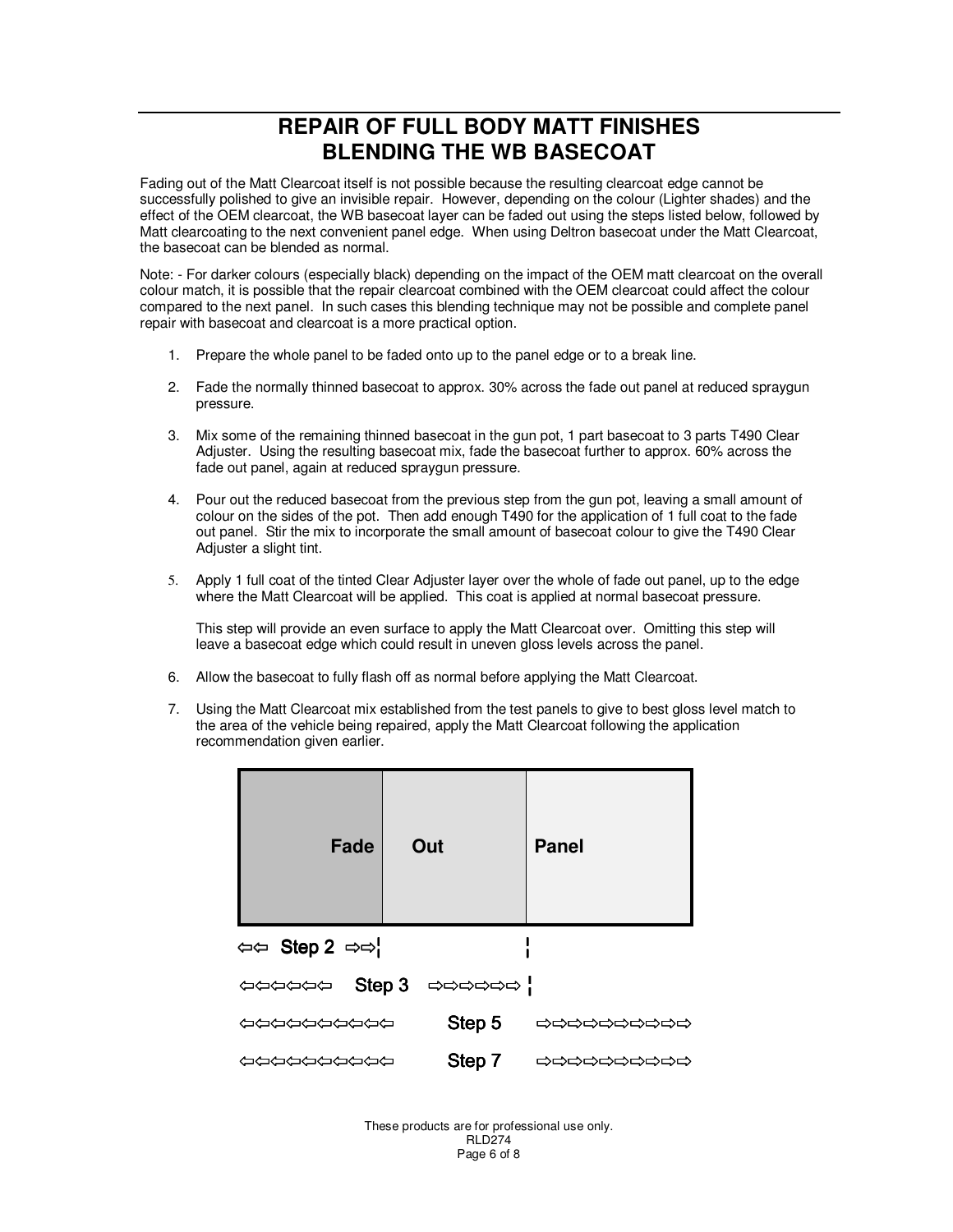# REPAIR OF FULL BODY MATT FINISHES
# BLENDING THE WB BASECOAT

Fading out of the Matt Clearcoat itself is not possible because the resulting clearcoat edge cannot be successfully polished to give an invisible repair. However, depending on the colour (Lighter shades) and the effect of the OEM clearcoat, the WB basecoat layer can be faded out using the steps listed below, followed by Matt clearcoating to the next convenient panel edge. When using Deltron basecoat under the Matt Clearcoat, the basecoat can be blended as normal.

Note: - For darker colours (especially black) depending on the impact of the OEM matt clearcoat on the overall colour match, it is possible that the repair clearcoat combined with the OEM clearcoat could affect the colour compared to the next panel. In such cases this blending technique may not be possible and complete panel repair with basecoat and clearcoat is a more practical option.

1. Prepare the whole panel to be faded onto up to the panel edge or to a break line.
2. Fade the normally thinned basecoat to approx. 30% across the fade out panel at reduced spraygun pressure.
3. Mix some of the remaining thinned basecoat in the gun pot, 1 part basecoat to 3 parts T490 Clear Adjuster. Using the resulting basecoat mix, fade the basecoat further to approx. 60% across the fade out panel, again at reduced spraygun pressure.
4. Pour out the reduced basecoat from the previous step from the gun pot, leaving a small amount of colour on the sides of the pot. Then add enough T490 for the application of 1 full coat to the fade out panel. Stir the mix to incorporate the small amount of basecoat colour to give the T490 Clear Adjuster a slight tint.
5. Apply 1 full coat of the tinted Clear Adjuster layer over the whole of fade out panel, up to the edge where the Matt Clearcoat will be applied. This coat is applied at normal basecoat pressure.

   This step will provide an even surface to apply the Matt Clearcoat over. Omitting this step will leave a basecoat edge which could result in uneven gloss levels across the panel.
6. Allow the basecoat to fully flash off as normal before applying the Matt Clearcoat.
7. Using the Matt Clearcoat mix established from the test panels to give to best gloss level match to the area of the vehicle being repaired, apply the Matt Clearcoat following the application recommendation given earlier.

| Fade | Out | Panel |
|---|---|---|
| ⇦⇦ Step 2 ⇨⇨ | | |
| ⇦⇦⇦⇦⇦⇦ Step 3 | ⇨⇨⇨⇨⇨⇨ | |
| ⇦⇦⇦⇦⇦⇦⇦⇦⇦⇦ | Step 5 | ⇨⇨⇨⇨⇨⇨⇨⇨⇨⇨ |
| ⇦⇦⇦⇦⇦⇦⇦⇦⇦⇦ | Step 7 | ⇨⇨⇨⇨⇨⇨⇨⇨⇨⇨ |

These products are for professional use only.
RLD274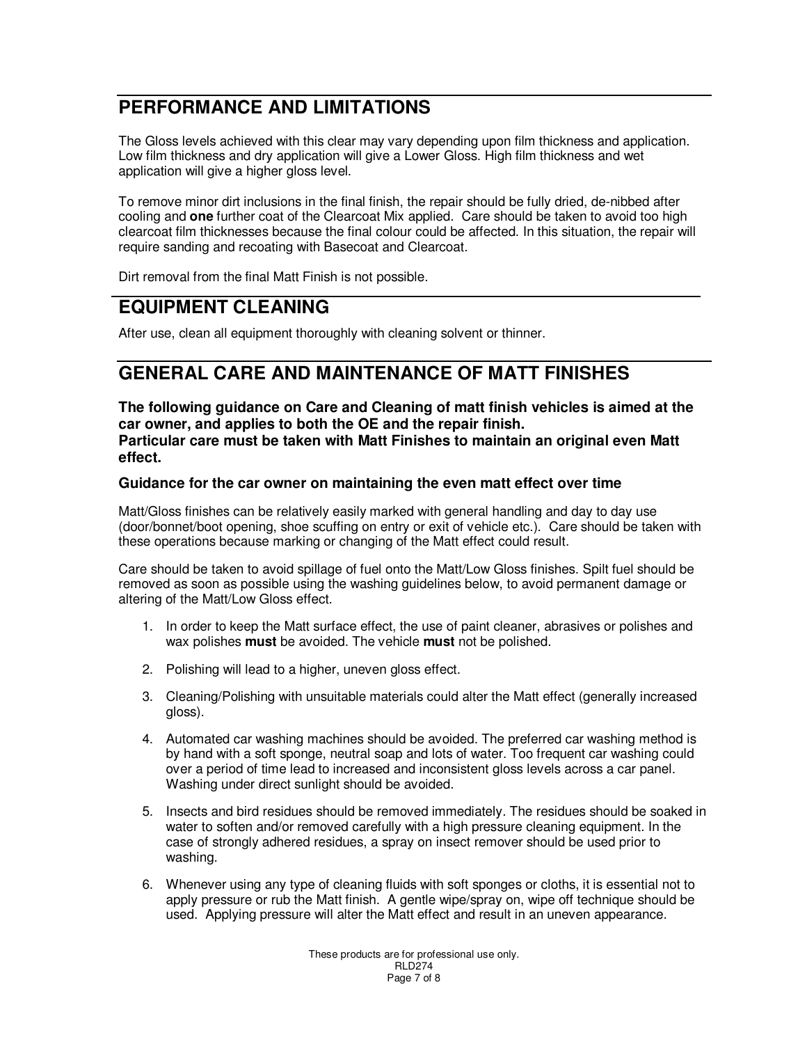## PERFORMANCE AND LIMITATIONS

The Gloss levels achieved with this clear may vary depending upon film thickness and application. Low film thickness and dry application will give a Lower Gloss. High film thickness and wet application will give a higher gloss level.

To remove minor dirt inclusions in the final finish, the repair should be fully dried, de-nibbed after cooling and **one** further coat of the Clearcoat Mix applied. Care should be taken to avoid too high clearcoat film thicknesses because the final colour could be affected. In this situation, the repair will require sanding and recoating with Basecoat and Clearcoat.

Dirt removal from the final Matt Finish is not possible.

## EQUIPMENT CLEANING

After use, clean all equipment thoroughly with cleaning solvent or thinner.

## GENERAL CARE AND MAINTENANCE OF MATT FINISHES

**The following guidance on Care and Cleaning of matt finish vehicles is aimed at the car owner, and applies to both the OE and the repair finish.**
**Particular care must be taken with Matt Finishes to maintain an original even Matt effect.**

### Guidance for the car owner on maintaining the even matt effect over time

Matt/Gloss finishes can be relatively easily marked with general handling and day to day use (door/bonnet/boot opening, shoe scuffing on entry or exit of vehicle etc.). Care should be taken with these operations because marking or changing of the Matt effect could result.

Care should be taken to avoid spillage of fuel onto the Matt/Low Gloss finishes. Spilt fuel should be removed as soon as possible using the washing guidelines below, to avoid permanent damage or altering of the Matt/Low Gloss effect.

1. In order to keep the Matt surface effect, the use of paint cleaner, abrasives or polishes and wax polishes **must** be avoided. The vehicle **must** not be polished.

2. Polishing will lead to a higher, uneven gloss effect.

3. Cleaning/Polishing with unsuitable materials could alter the Matt effect (generally increased gloss).

4. Automated car washing machines should be avoided. The preferred car washing method is by hand with a soft sponge, neutral soap and lots of water. Too frequent car washing could over a period of time lead to increased and inconsistent gloss levels across a car panel. Washing under direct sunlight should be avoided.

5. Insects and bird residues should be removed immediately. The residues should be soaked in water to soften and/or removed carefully with a high pressure cleaning equipment. In the case of strongly adhered residues, a spray on insect remover should be used prior to washing.

6. Whenever using any type of cleaning fluids with soft sponges or cloths, it is essential not to apply pressure or rub the Matt finish. A gentle wipe/spray on, wipe off technique should be used. Applying pressure will alter the Matt effect and result in an uneven appearance.

These products are for professional use only.
RLD274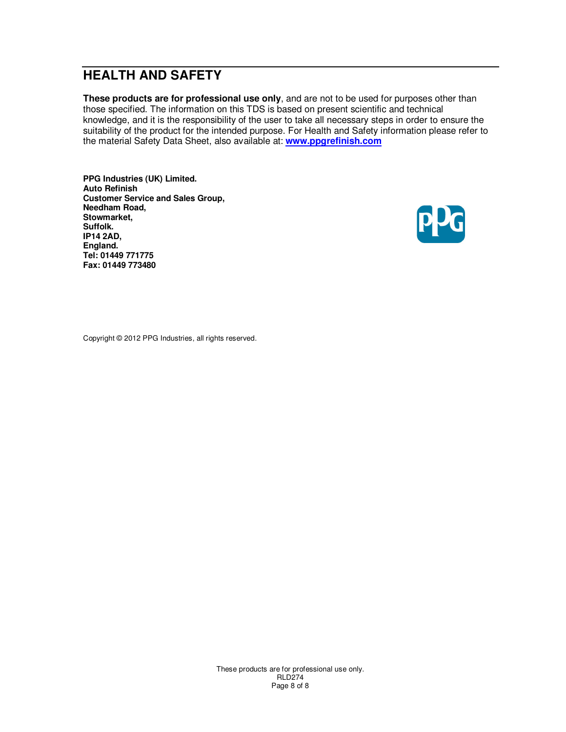## HEALTH AND SAFETY

**These products are for professional use only**, and are not to be used for purposes other than those specified. The information on this TDS is based on present scientific and technical knowledge, and it is the responsibility of the user to take all necessary steps in order to ensure the suitability of the product for the intended purpose. For Health and Safety information please refer to the material Safety Data Sheet, also available at: **www.ppgrefinish.com**

**PPG Industries (UK) Limited.**
**Auto Refinish**
**Customer Service and Sales Group,**
**Needham Road,**
**Stowmarket,**
**Suffolk.**
**IP14 2AD,**
**England.**
**Tel: 01449 771775**
**Fax: 01449 773480**

Copyright © 2012 PPG Industries, all rights reserved.

These products are for professional use only.
RLD274